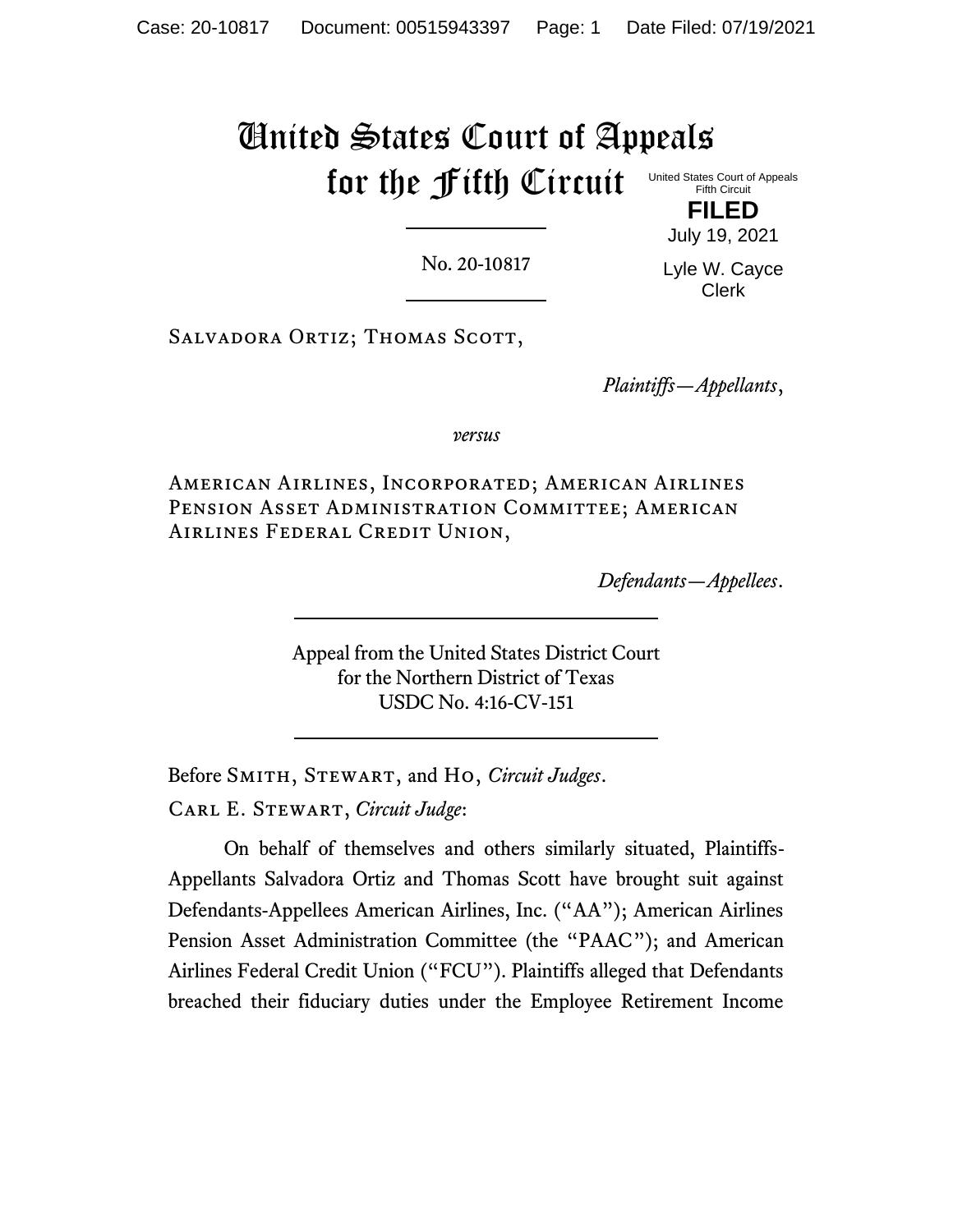# United States Court of Appeals for the Fifth Circuit

United States Court of Appeals
Fifth Circuit

**FILED**

July 19, 2021

Lyle W. Cayce
Clerk

---

No. 20-10817

---

Salvadora Ortiz; Thomas Scott,

*Plaintiffs—Appellants*,

*versus*

American Airlines, Incorporated; American Airlines Pension Asset Administration Committee; American Airlines Federal Credit Union,

*Defendants—Appellees*.

---

Appeal from the United States District Court
for the Northern District of Texas
USDC No. 4:16-CV-151

---

Before Smith, Stewart, and Ho, *Circuit Judges*.

Carl E. Stewart, *Circuit Judge*:

On behalf of themselves and others similarly situated, Plaintiffs-Appellants Salvadora Ortiz and Thomas Scott have brought suit against Defendants-Appellees American Airlines, Inc. ("AA"); American Airlines Pension Asset Administration Committee (the "PAAC"); and American Airlines Federal Credit Union ("FCU"). Plaintiffs alleged that Defendants breached their fiduciary duties under the Employee Retirement Income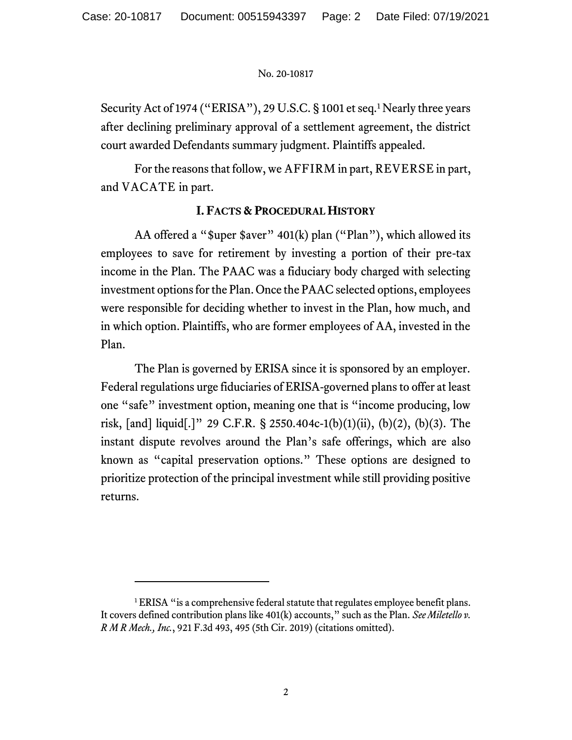Security Act of 1974 ("ERISA"), 29 U.S.C. § 1001 et seq.[1] Nearly three years after declining preliminary approval of a settlement agreement, the district court awarded Defendants summary judgment. Plaintiffs appealed.

For the reasons that follow, we AFFIRM in part, REVERSE in part, and VACATE in part.

## I. Facts & Procedural History

AA offered a "$uper $aver" 401(k) plan ("Plan"), which allowed its employees to save for retirement by investing a portion of their pre-tax income in the Plan. The PAAC was a fiduciary body charged with selecting investment options for the Plan. Once the PAAC selected options, employees were responsible for deciding whether to invest in the Plan, how much, and in which option. Plaintiffs, who are former employees of AA, invested in the Plan.

The Plan is governed by ERISA since it is sponsored by an employer. Federal regulations urge fiduciaries of ERISA-governed plans to offer at least one "safe" investment option, meaning one that is "income producing, low risk, [and] liquid[.]" 29 C.F.R. § 2550.404c-1(b)(1)(ii), (b)(2), (b)(3). The instant dispute revolves around the Plan's safe offerings, which are also known as "capital preservation options." These options are designed to prioritize protection of the principal investment while still providing positive returns.

---

[1] ERISA "is a comprehensive federal statute that regulates employee benefit plans. It covers defined contribution plans like 401(k) accounts," such as the Plan. *See Miletello v. R M R Mech., Inc.*, 921 F.3d 493, 495 (5th Cir. 2019) (citations omitted).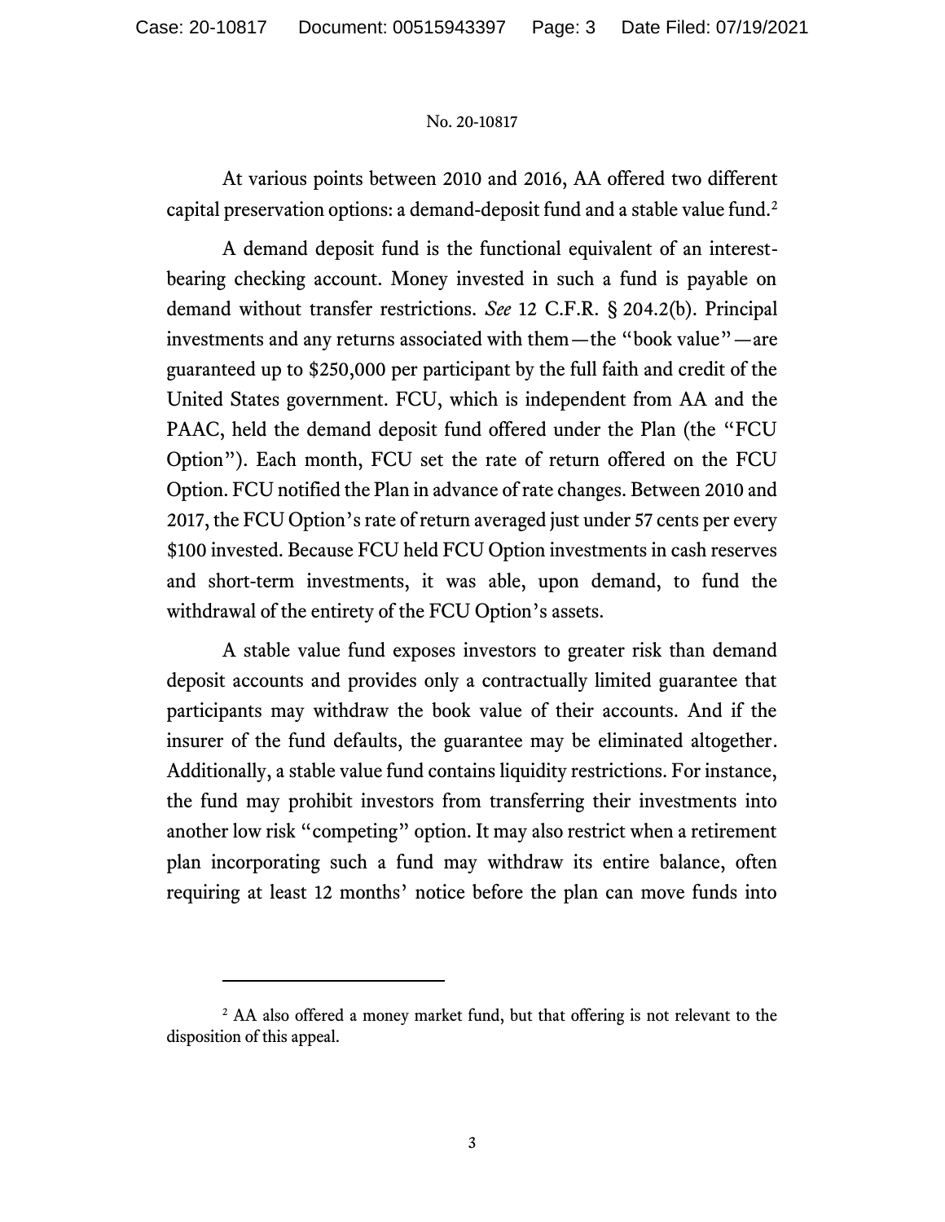At various points between 2010 and 2016, AA offered two different capital preservation options: a demand-deposit fund and a stable value fund.[2]

A demand deposit fund is the functional equivalent of an interest-bearing checking account. Money invested in such a fund is payable on demand without transfer restrictions. *See* 12 C.F.R. § 204.2(b). Principal investments and any returns associated with them—the "book value"—are guaranteed up to $250,000 per participant by the full faith and credit of the United States government. FCU, which is independent from AA and the PAAC, held the demand deposit fund offered under the Plan (the "FCU Option"). Each month, FCU set the rate of return offered on the FCU Option. FCU notified the Plan in advance of rate changes. Between 2010 and 2017, the FCU Option's rate of return averaged just under 57 cents per every $100 invested. Because FCU held FCU Option investments in cash reserves and short-term investments, it was able, upon demand, to fund the withdrawal of the entirety of the FCU Option's assets.

A stable value fund exposes investors to greater risk than demand deposit accounts and provides only a contractually limited guarantee that participants may withdraw the book value of their accounts. And if the insurer of the fund defaults, the guarantee may be eliminated altogether. Additionally, a stable value fund contains liquidity restrictions. For instance, the fund may prohibit investors from transferring their investments into another low risk "competing" option. It may also restrict when a retirement plan incorporating such a fund may withdraw its entire balance, often requiring at least 12 months' notice before the plan can move funds into

[2] AA also offered a money market fund, but that offering is not relevant to the disposition of this appeal.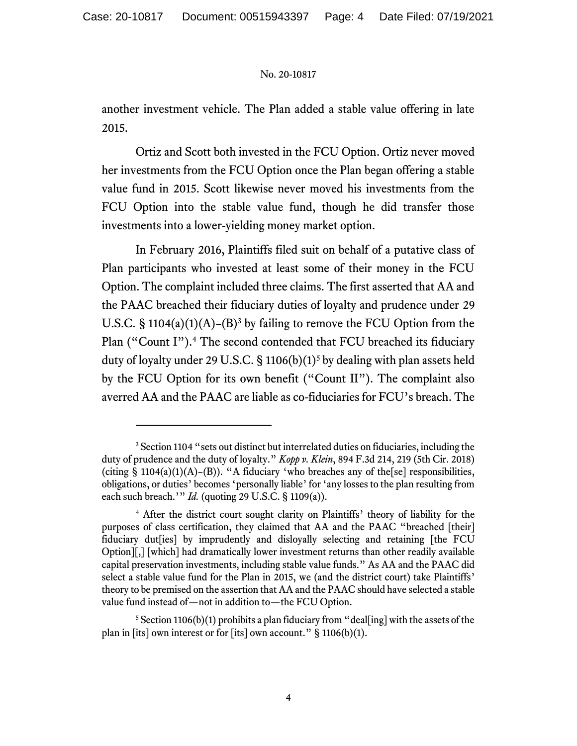another investment vehicle. The Plan added a stable value offering in late 2015.

Ortiz and Scott both invested in the FCU Option. Ortiz never moved her investments from the FCU Option once the Plan began offering a stable value fund in 2015. Scott likewise never moved his investments from the FCU Option into the stable value fund, though he did transfer those investments into a lower-yielding money market option.

In February 2016, Plaintiffs filed suit on behalf of a putative class of Plan participants who invested at least some of their money in the FCU Option. The complaint included three claims. The first asserted that AA and the PAAC breached their fiduciary duties of loyalty and prudence under 29 U.S.C. § 1104(a)(1)(A)–(B)[3] by failing to remove the FCU Option from the Plan ("Count I").[4] The second contended that FCU breached its fiduciary duty of loyalty under 29 U.S.C. § 1106(b)(1)[5] by dealing with plan assets held by the FCU Option for its own benefit ("Count II"). The complaint also averred AA and the PAAC are liable as co-fiduciaries for FCU's breach. The

---

[3] Section 1104 "sets out distinct but interrelated duties on fiduciaries, including the duty of prudence and the duty of loyalty." *Kopp v. Klein*, 894 F.3d 214, 219 (5th Cir. 2018) (citing § 1104(a)(1)(A)–(B)). "A fiduciary 'who breaches any of the[se] responsibilities, obligations, or duties' becomes 'personally liable' for 'any losses to the plan resulting from each such breach.'" *Id.* (quoting 29 U.S.C. § 1109(a)).

[4] After the district court sought clarity on Plaintiffs' theory of liability for the purposes of class certification, they claimed that AA and the PAAC "breached [their] fiduciary dut[ies] by imprudently and disloyally selecting and retaining [the FCU Option][,] [which] had dramatically lower investment returns than other readily available capital preservation investments, including stable value funds." As AA and the PAAC did select a stable value fund for the Plan in 2015, we (and the district court) take Plaintiffs' theory to be premised on the assertion that AA and the PAAC should have selected a stable value fund instead of—not in addition to—the FCU Option.

[5] Section 1106(b)(1) prohibits a plan fiduciary from "deal[ing] with the assets of the plan in [its] own interest or for [its] own account." § 1106(b)(1).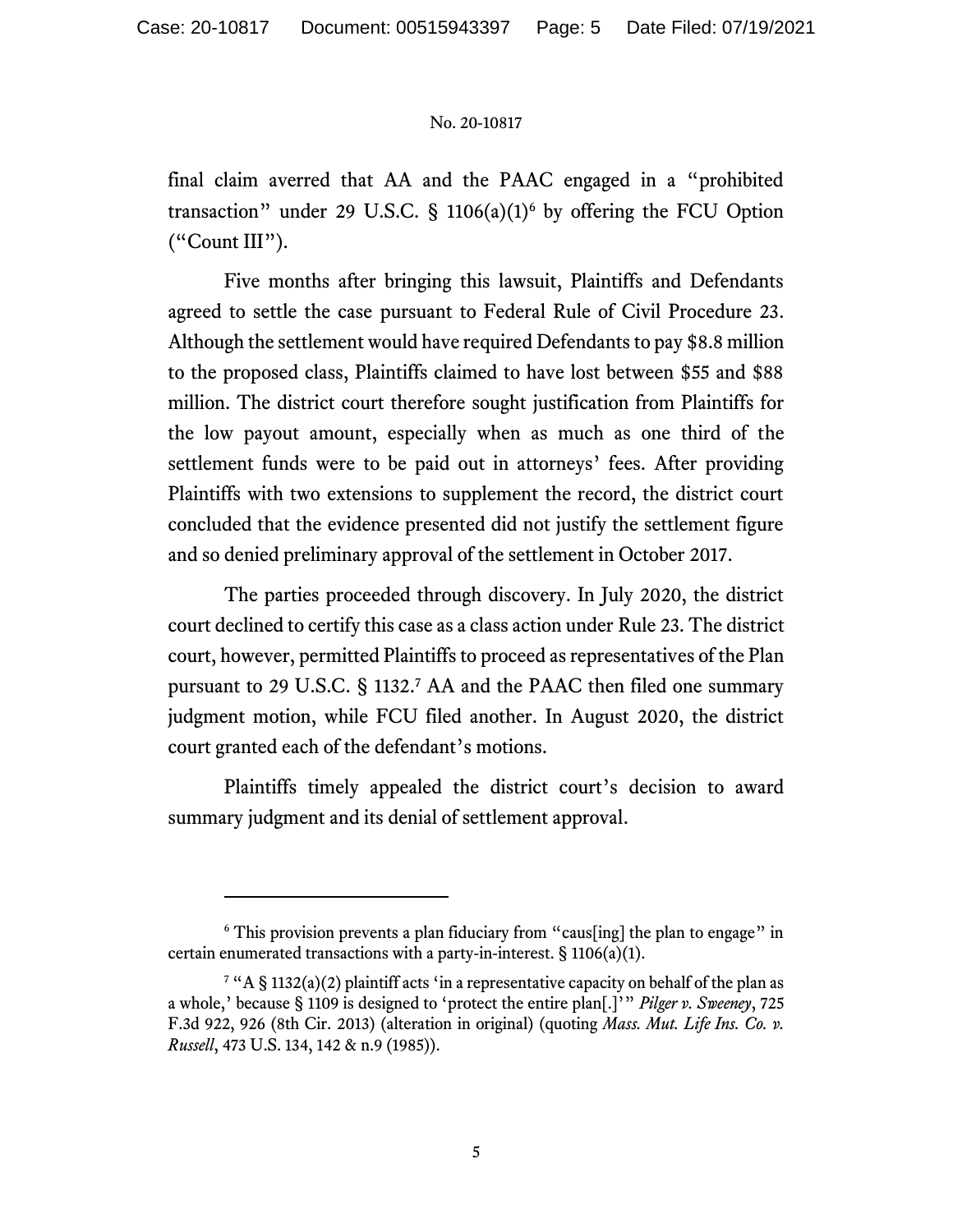final claim averred that AA and the PAAC engaged in a "prohibited transaction" under 29 U.S.C. § 1106(a)(1)[6] by offering the FCU Option ("Count III").

Five months after bringing this lawsuit, Plaintiffs and Defendants agreed to settle the case pursuant to Federal Rule of Civil Procedure 23. Although the settlement would have required Defendants to pay $8.8 million to the proposed class, Plaintiffs claimed to have lost between $55 and $88 million. The district court therefore sought justification from Plaintiffs for the low payout amount, especially when as much as one third of the settlement funds were to be paid out in attorneys' fees. After providing Plaintiffs with two extensions to supplement the record, the district court concluded that the evidence presented did not justify the settlement figure and so denied preliminary approval of the settlement in October 2017.

The parties proceeded through discovery. In July 2020, the district court declined to certify this case as a class action under Rule 23. The district court, however, permitted Plaintiffs to proceed as representatives of the Plan pursuant to 29 U.S.C. § 1132.[7] AA and the PAAC then filed one summary judgment motion, while FCU filed another. In August 2020, the district court granted each of the defendant's motions.

Plaintiffs timely appealed the district court's decision to award summary judgment and its denial of settlement approval.

---

[6] This provision prevents a plan fiduciary from "caus[ing] the plan to engage" in certain enumerated transactions with a party-in-interest. § 1106(a)(1).

[7] "A § 1132(a)(2) plaintiff acts 'in a representative capacity on behalf of the plan as a whole,' because § 1109 is designed to 'protect the entire plan[.]'" *Pilger v. Sweeney*, 725 F.3d 922, 926 (8th Cir. 2013) (alteration in original) (quoting *Mass. Mut. Life Ins. Co. v. Russell*, 473 U.S. 134, 142 & n.9 (1985)).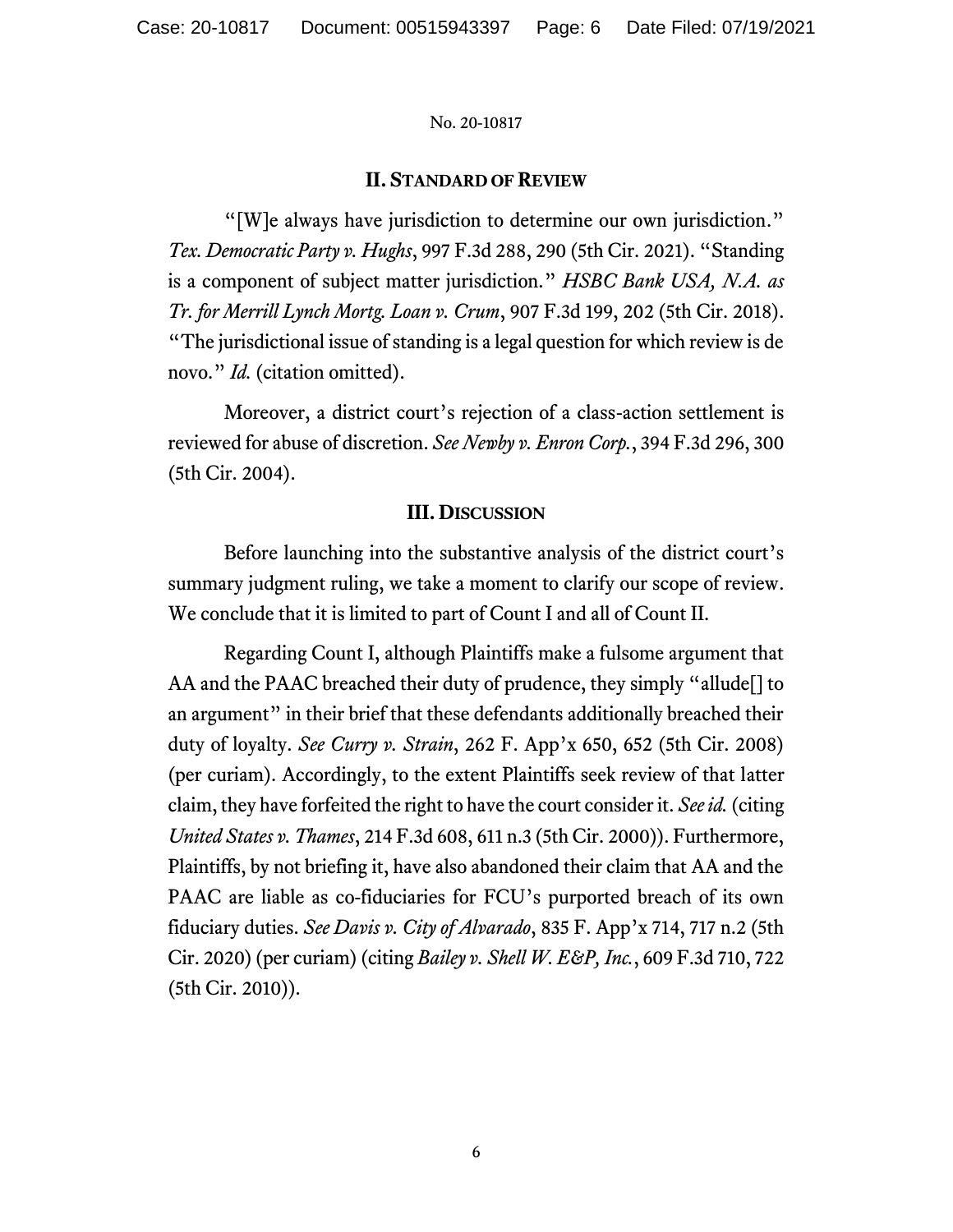## II. Standard of Review

"[W]e always have jurisdiction to determine our own jurisdiction." *Tex. Democratic Party v. Hughs*, 997 F.3d 288, 290 (5th Cir. 2021). "Standing is a component of subject matter jurisdiction." *HSBC Bank USA, N.A. as Tr. for Merrill Lynch Mortg. Loan v. Crum*, 907 F.3d 199, 202 (5th Cir. 2018). "The jurisdictional issue of standing is a legal question for which review is de novo." *Id.* (citation omitted).

Moreover, a district court's rejection of a class-action settlement is reviewed for abuse of discretion. *See Newby v. Enron Corp.*, 394 F.3d 296, 300 (5th Cir. 2004).

## III. Discussion

Before launching into the substantive analysis of the district court's summary judgment ruling, we take a moment to clarify our scope of review. We conclude that it is limited to part of Count I and all of Count II.

Regarding Count I, although Plaintiffs make a fulsome argument that AA and the PAAC breached their duty of prudence, they simply "allude[] to an argument" in their brief that these defendants additionally breached their duty of loyalty. *See Curry v. Strain*, 262 F. App'x 650, 652 (5th Cir. 2008) (per curiam). Accordingly, to the extent Plaintiffs seek review of that latter claim, they have forfeited the right to have the court consider it. *See id.* (citing *United States v. Thames*, 214 F.3d 608, 611 n.3 (5th Cir. 2000)). Furthermore, Plaintiffs, by not briefing it, have also abandoned their claim that AA and the PAAC are liable as co-fiduciaries for FCU's purported breach of its own fiduciary duties. *See Davis v. City of Alvarado*, 835 F. App'x 714, 717 n.2 (5th Cir. 2020) (per curiam) (citing *Bailey v. Shell W. E&P, Inc.*, 609 F.3d 710, 722 (5th Cir. 2010)).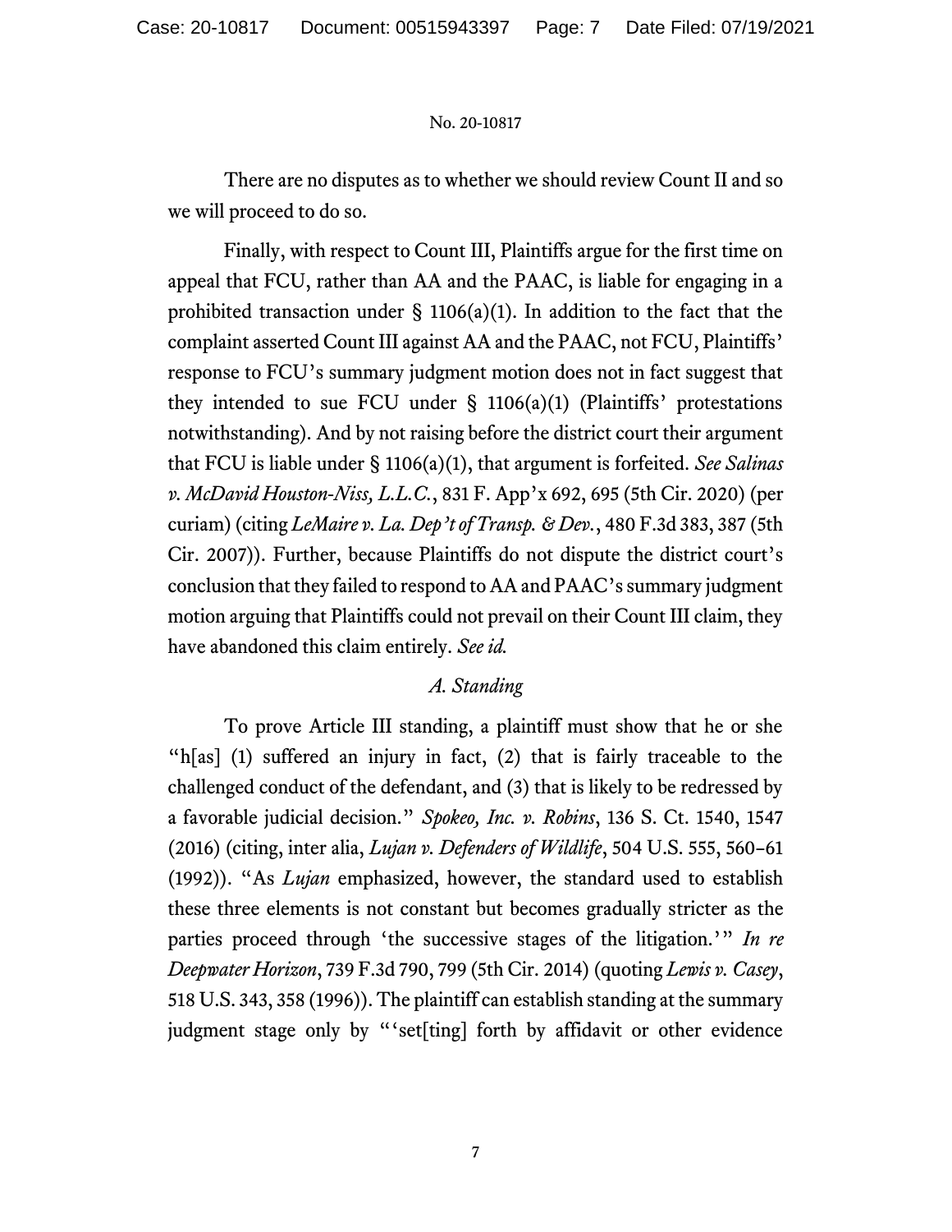There are no disputes as to whether we should review Count II and so we will proceed to do so.

Finally, with respect to Count III, Plaintiffs argue for the first time on appeal that FCU, rather than AA and the PAAC, is liable for engaging in a prohibited transaction under § 1106(a)(1). In addition to the fact that the complaint asserted Count III against AA and the PAAC, not FCU, Plaintiffs' response to FCU's summary judgment motion does not in fact suggest that they intended to sue FCU under § 1106(a)(1) (Plaintiffs' protestations notwithstanding). And by not raising before the district court their argument that FCU is liable under § 1106(a)(1), that argument is forfeited. *See Salinas v. McDavid Houston-Niss, L.L.C.*, 831 F. App'x 692, 695 (5th Cir. 2020) (per curiam) (citing *LeMaire v. La. Dep't of Transp. & Dev.*, 480 F.3d 383, 387 (5th Cir. 2007)). Further, because Plaintiffs do not dispute the district court's conclusion that they failed to respond to AA and PAAC's summary judgment motion arguing that Plaintiffs could not prevail on their Count III claim, they have abandoned this claim entirely. *See id.*

### *A. Standing*

To prove Article III standing, a plaintiff must show that he or she "h[as] (1) suffered an injury in fact, (2) that is fairly traceable to the challenged conduct of the defendant, and (3) that is likely to be redressed by a favorable judicial decision." *Spokeo, Inc. v. Robins*, 136 S. Ct. 1540, 1547 (2016) (citing, inter alia, *Lujan v. Defenders of Wildlife*, 504 U.S. 555, 560–61 (1992)). "As *Lujan* emphasized, however, the standard used to establish these three elements is not constant but becomes gradually stricter as the parties proceed through 'the successive stages of the litigation.'" *In re Deepwater Horizon*, 739 F.3d 790, 799 (5th Cir. 2014) (quoting *Lewis v. Casey*, 518 U.S. 343, 358 (1996)). The plaintiff can establish standing at the summary judgment stage only by "'set[ting] forth by affidavit or other evidence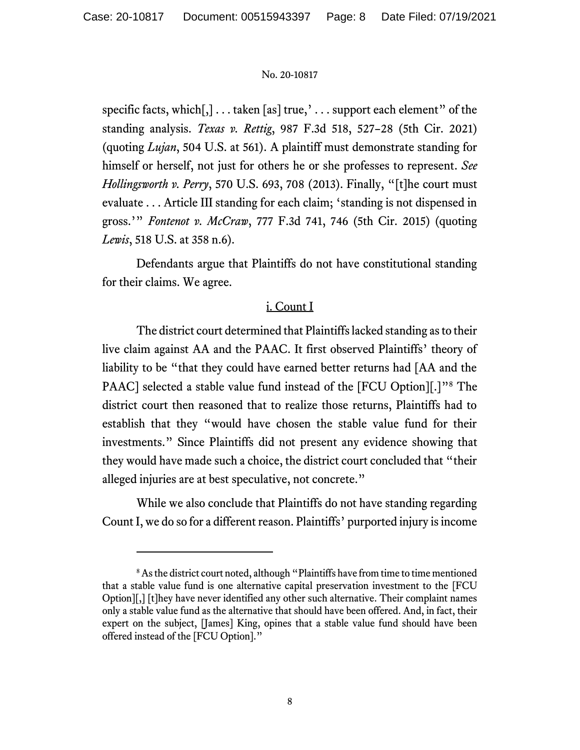specific facts, which[,] . . . taken [as] true,' . . . support each element" of the standing analysis. *Texas v. Rettig*, 987 F.3d 518, 527–28 (5th Cir. 2021) (quoting *Lujan*, 504 U.S. at 561). A plaintiff must demonstrate standing for himself or herself, not just for others he or she professes to represent. *See Hollingsworth v. Perry*, 570 U.S. 693, 708 (2013). Finally, "[t]he court must evaluate . . . Article III standing for each claim; 'standing is not dispensed in gross.'" *Fontenot v. McCraw*, 777 F.3d 741, 746 (5th Cir. 2015) (quoting *Lewis*, 518 U.S. at 358 n.6).

Defendants argue that Plaintiffs do not have constitutional standing for their claims. We agree.

<u>i. Count I</u>

The district court determined that Plaintiffs lacked standing as to their live claim against AA and the PAAC. It first observed Plaintiffs' theory of liability to be "that they could have earned better returns had [AA and the PAAC] selected a stable value fund instead of the [FCU Option][.]"[8] The district court then reasoned that to realize those returns, Plaintiffs had to establish that they "would have chosen the stable value fund for their investments." Since Plaintiffs did not present any evidence showing that they would have made such a choice, the district court concluded that "their alleged injuries are at best speculative, not concrete."

While we also conclude that Plaintiffs do not have standing regarding Count I, we do so for a different reason. Plaintiffs' purported injury is income

---

[8] As the district court noted, although "Plaintiffs have from time to time mentioned that a stable value fund is one alternative capital preservation investment to the [FCU Option][,] [t]hey have never identified any other such alternative. Their complaint names only a stable value fund as the alternative that should have been offered. And, in fact, their expert on the subject, [James] King, opines that a stable value fund should have been offered instead of the [FCU Option]."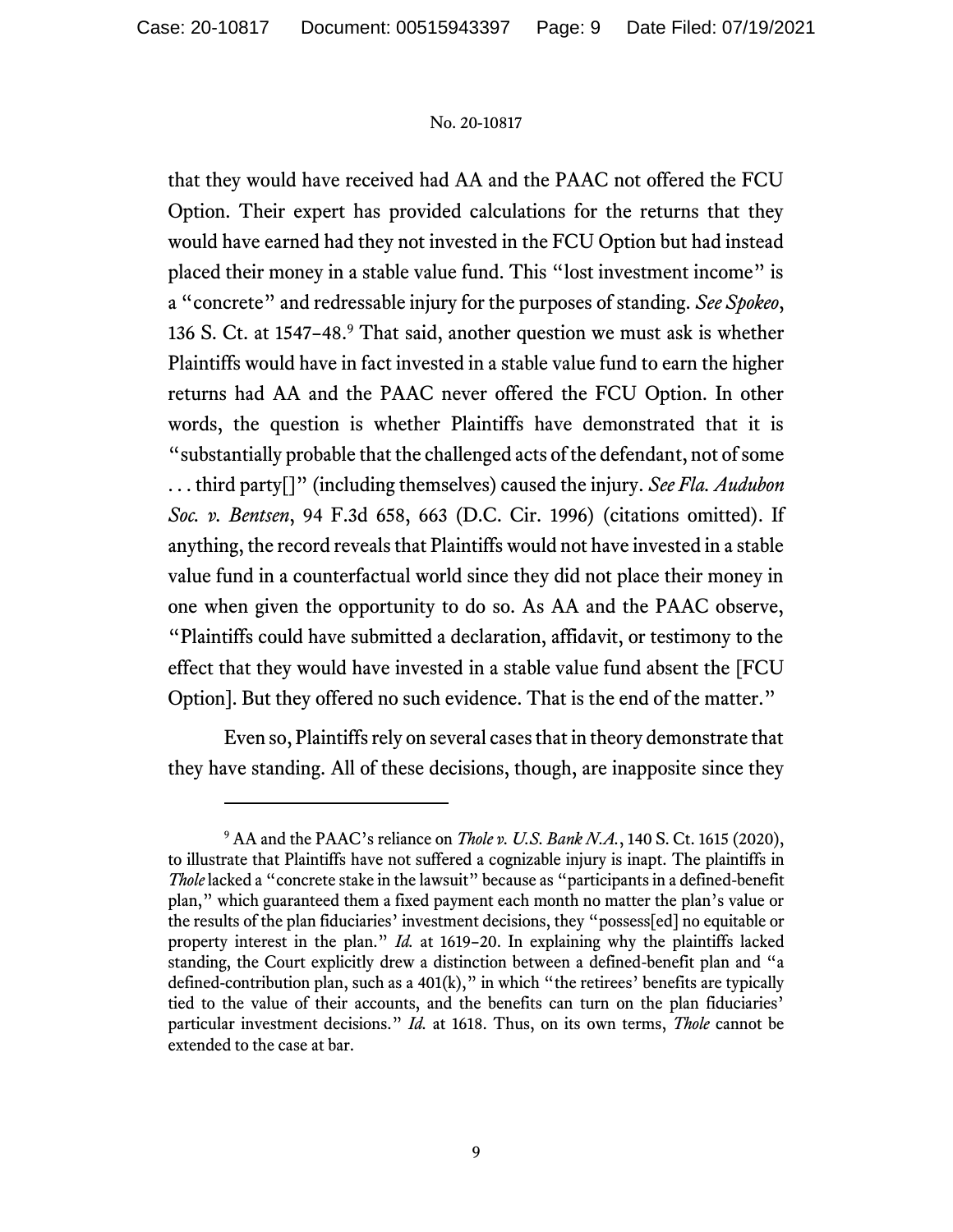that they would have received had AA and the PAAC not offered the FCU Option. Their expert has provided calculations for the returns that they would have earned had they not invested in the FCU Option but had instead placed their money in a stable value fund. This "lost investment income" is a "concrete" and redressable injury for the purposes of standing. *See Spokeo*, 136 S. Ct. at 1547–48.[9] That said, another question we must ask is whether Plaintiffs would have in fact invested in a stable value fund to earn the higher returns had AA and the PAAC never offered the FCU Option. In other words, the question is whether Plaintiffs have demonstrated that it is "substantially probable that the challenged acts of the defendant, not of some . . . third party[]" (including themselves) caused the injury. *See Fla. Audubon Soc. v. Bentsen*, 94 F.3d 658, 663 (D.C. Cir. 1996) (citations omitted). If anything, the record reveals that Plaintiffs would not have invested in a stable value fund in a counterfactual world since they did not place their money in one when given the opportunity to do so. As AA and the PAAC observe, "Plaintiffs could have submitted a declaration, affidavit, or testimony to the effect that they would have invested in a stable value fund absent the [FCU Option]. But they offered no such evidence. That is the end of the matter."

Even so, Plaintiffs rely on several cases that in theory demonstrate that they have standing. All of these decisions, though, are inapposite since they

---

[9] AA and the PAAC's reliance on *Thole v. U.S. Bank N.A.*, 140 S. Ct. 1615 (2020), to illustrate that Plaintiffs have not suffered a cognizable injury is inapt. The plaintiffs in *Thole* lacked a "concrete stake in the lawsuit" because as "participants in a defined-benefit plan," which guaranteed them a fixed payment each month no matter the plan's value or the results of the plan fiduciaries' investment decisions, they "possess[ed] no equitable or property interest in the plan." *Id.* at 1619–20. In explaining why the plaintiffs lacked standing, the Court explicitly drew a distinction between a defined-benefit plan and "a defined-contribution plan, such as a 401(k)," in which "the retirees' benefits are typically tied to the value of their accounts, and the benefits can turn on the plan fiduciaries' particular investment decisions." *Id.* at 1618. Thus, on its own terms, *Thole* cannot be extended to the case at bar.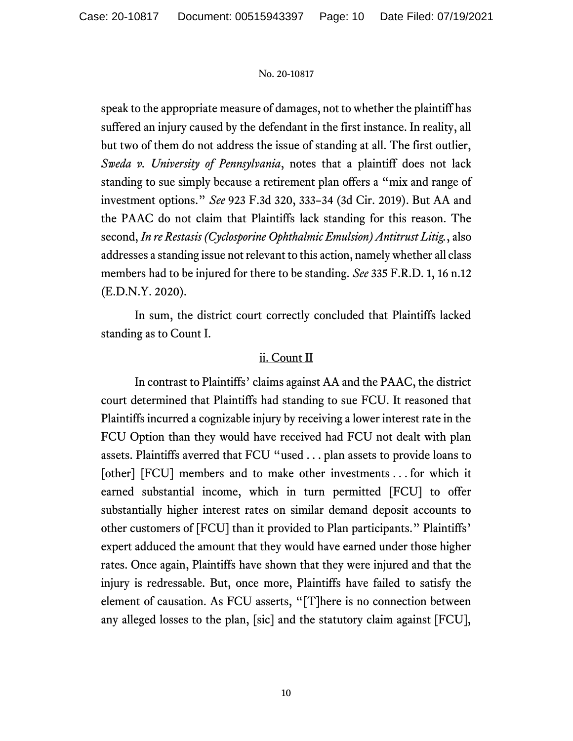speak to the appropriate measure of damages, not to whether the plaintiff has suffered an injury caused by the defendant in the first instance. In reality, all but two of them do not address the issue of standing at all. The first outlier, *Sweda v. University of Pennsylvania*, notes that a plaintiff does not lack standing to sue simply because a retirement plan offers a "mix and range of investment options." *See* 923 F.3d 320, 333–34 (3d Cir. 2019). But AA and the PAAC do not claim that Plaintiffs lack standing for this reason. The second, *In re Restasis (Cyclosporine Ophthalmic Emulsion) Antitrust Litig.*, also addresses a standing issue not relevant to this action, namely whether all class members had to be injured for there to be standing. *See* 335 F.R.D. 1, 16 n.12 (E.D.N.Y. 2020).

In sum, the district court correctly concluded that Plaintiffs lacked standing as to Count I.

<u>ii. Count II</u>

In contrast to Plaintiffs' claims against AA and the PAAC, the district court determined that Plaintiffs had standing to sue FCU. It reasoned that Plaintiffs incurred a cognizable injury by receiving a lower interest rate in the FCU Option than they would have received had FCU not dealt with plan assets. Plaintiffs averred that FCU "used . . . plan assets to provide loans to [other] [FCU] members and to make other investments . . . for which it earned substantial income, which in turn permitted [FCU] to offer substantially higher interest rates on similar demand deposit accounts to other customers of [FCU] than it provided to Plan participants." Plaintiffs' expert adduced the amount that they would have earned under those higher rates. Once again, Plaintiffs have shown that they were injured and that the injury is redressable. But, once more, Plaintiffs have failed to satisfy the element of causation. As FCU asserts, "[T]here is no connection between any alleged losses to the plan, [sic] and the statutory claim against [FCU],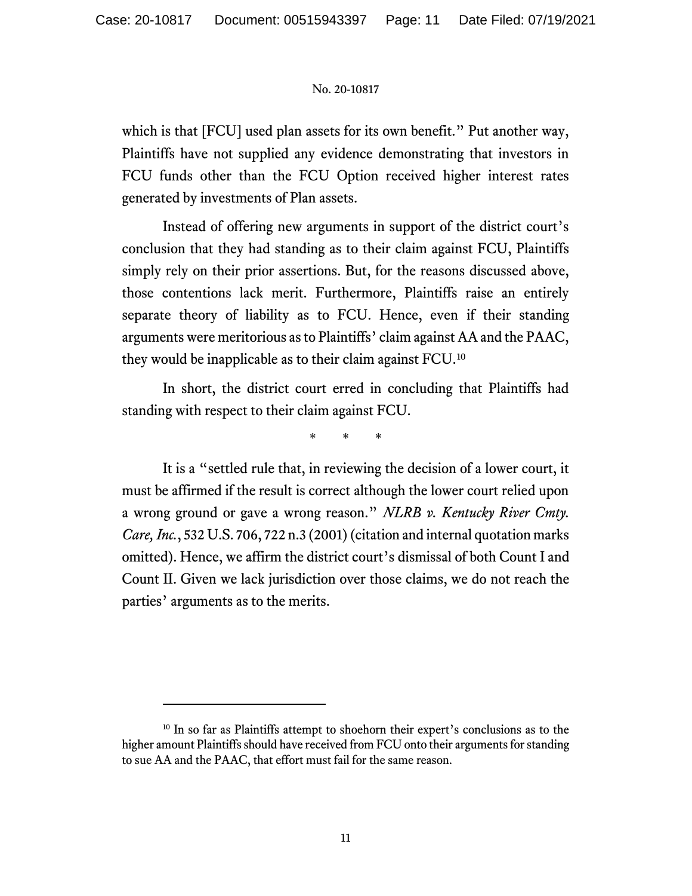which is that [FCU] used plan assets for its own benefit." Put another way, Plaintiffs have not supplied any evidence demonstrating that investors in FCU funds other than the FCU Option received higher interest rates generated by investments of Plan assets.

Instead of offering new arguments in support of the district court's conclusion that they had standing as to their claim against FCU, Plaintiffs simply rely on their prior assertions. But, for the reasons discussed above, those contentions lack merit. Furthermore, Plaintiffs raise an entirely separate theory of liability as to FCU. Hence, even if their standing arguments were meritorious as to Plaintiffs' claim against AA and the PAAC, they would be inapplicable as to their claim against FCU.[10]

In short, the district court erred in concluding that Plaintiffs had standing with respect to their claim against FCU.

\* \* \*

It is a "settled rule that, in reviewing the decision of a lower court, it must be affirmed if the result is correct although the lower court relied upon a wrong ground or gave a wrong reason." *NLRB v. Kentucky River Cmty. Care, Inc.*, 532 U.S. 706, 722 n.3 (2001) (citation and internal quotation marks omitted). Hence, we affirm the district court's dismissal of both Count I and Count II. Given we lack jurisdiction over those claims, we do not reach the parties' arguments as to the merits.

---

[10] In so far as Plaintiffs attempt to shoehorn their expert's conclusions as to the higher amount Plaintiffs should have received from FCU onto their arguments for standing to sue AA and the PAAC, that effort must fail for the same reason.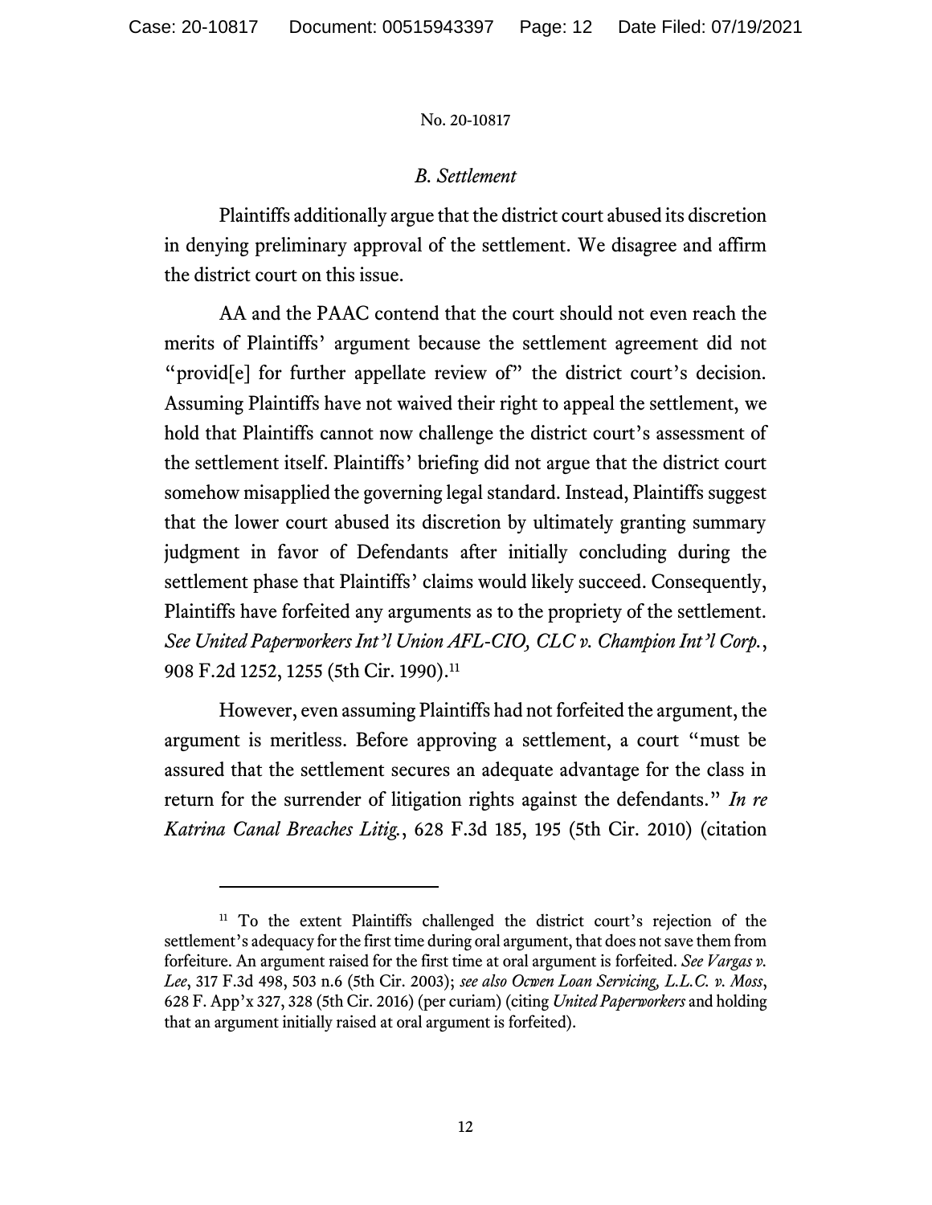No. 20-10817

### *B. Settlement*

Plaintiffs additionally argue that the district court abused its discretion in denying preliminary approval of the settlement. We disagree and affirm the district court on this issue.

AA and the PAAC contend that the court should not even reach the merits of Plaintiffs' argument because the settlement agreement did not "provid[e] for further appellate review of" the district court's decision. Assuming Plaintiffs have not waived their right to appeal the settlement, we hold that Plaintiffs cannot now challenge the district court's assessment of the settlement itself. Plaintiffs' briefing did not argue that the district court somehow misapplied the governing legal standard. Instead, Plaintiffs suggest that the lower court abused its discretion by ultimately granting summary judgment in favor of Defendants after initially concluding during the settlement phase that Plaintiffs' claims would likely succeed. Consequently, Plaintiffs have forfeited any arguments as to the propriety of the settlement. *See United Paperworkers Int'l Union AFL-CIO, CLC v. Champion Int'l Corp.*, 908 F.2d 1252, 1255 (5th Cir. 1990).[11]

However, even assuming Plaintiffs had not forfeited the argument, the argument is meritless. Before approving a settlement, a court "must be assured that the settlement secures an adequate advantage for the class in return for the surrender of litigation rights against the defendants." *In re Katrina Canal Breaches Litig.*, 628 F.3d 185, 195 (5th Cir. 2010) (citation

[11] To the extent Plaintiffs challenged the district court's rejection of the settlement's adequacy for the first time during oral argument, that does not save them from forfeiture. An argument raised for the first time at oral argument is forfeited. *See Vargas v. Lee*, 317 F.3d 498, 503 n.6 (5th Cir. 2003); *see also Ocwen Loan Servicing, L.L.C. v. Moss*, 628 F. App'x 327, 328 (5th Cir. 2016) (per curiam) (citing *United Paperworkers* and holding that an argument initially raised at oral argument is forfeited).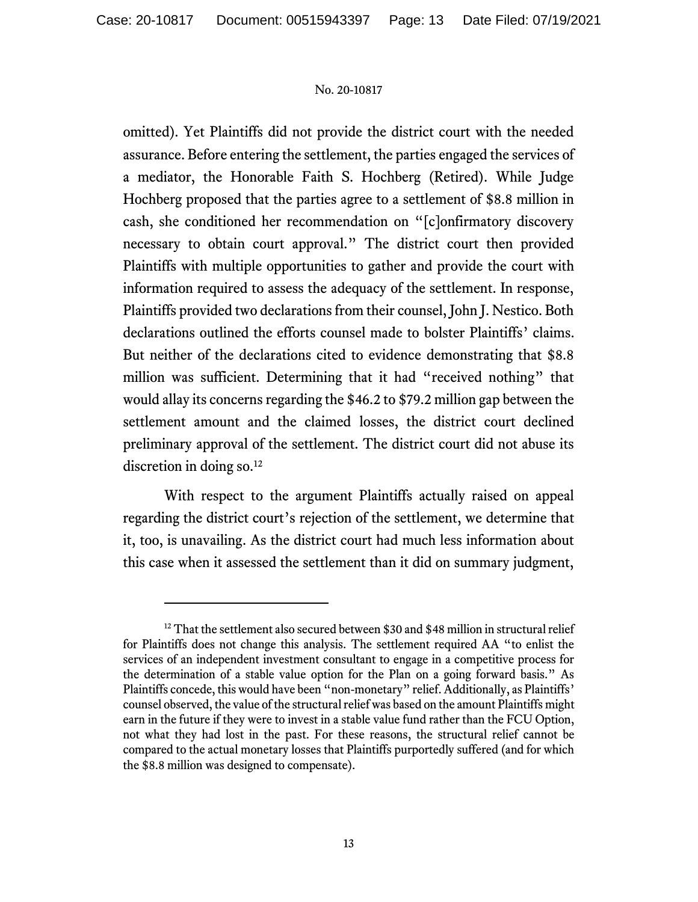omitted). Yet Plaintiffs did not provide the district court with the needed assurance. Before entering the settlement, the parties engaged the services of a mediator, the Honorable Faith S. Hochberg (Retired). While Judge Hochberg proposed that the parties agree to a settlement of $8.8 million in cash, she conditioned her recommendation on "[c]onfirmatory discovery necessary to obtain court approval." The district court then provided Plaintiffs with multiple opportunities to gather and provide the court with information required to assess the adequacy of the settlement. In response, Plaintiffs provided two declarations from their counsel, John J. Nestico. Both declarations outlined the efforts counsel made to bolster Plaintiffs' claims. But neither of the declarations cited to evidence demonstrating that $8.8 million was sufficient. Determining that it had "received nothing" that would allay its concerns regarding the $46.2 to $79.2 million gap between the settlement amount and the claimed losses, the district court declined preliminary approval of the settlement. The district court did not abuse its discretion in doing so.[12]

With respect to the argument Plaintiffs actually raised on appeal regarding the district court's rejection of the settlement, we determine that it, too, is unavailing. As the district court had much less information about this case when it assessed the settlement than it did on summary judgment,

[12] That the settlement also secured between $30 and $48 million in structural relief for Plaintiffs does not change this analysis. The settlement required AA "to enlist the services of an independent investment consultant to engage in a competitive process for the determination of a stable value option for the Plan on a going forward basis." As Plaintiffs concede, this would have been "non-monetary" relief. Additionally, as Plaintiffs' counsel observed, the value of the structural relief was based on the amount Plaintiffs might earn in the future if they were to invest in a stable value fund rather than the FCU Option, not what they had lost in the past. For these reasons, the structural relief cannot be compared to the actual monetary losses that Plaintiffs purportedly suffered (and for which the $8.8 million was designed to compensate).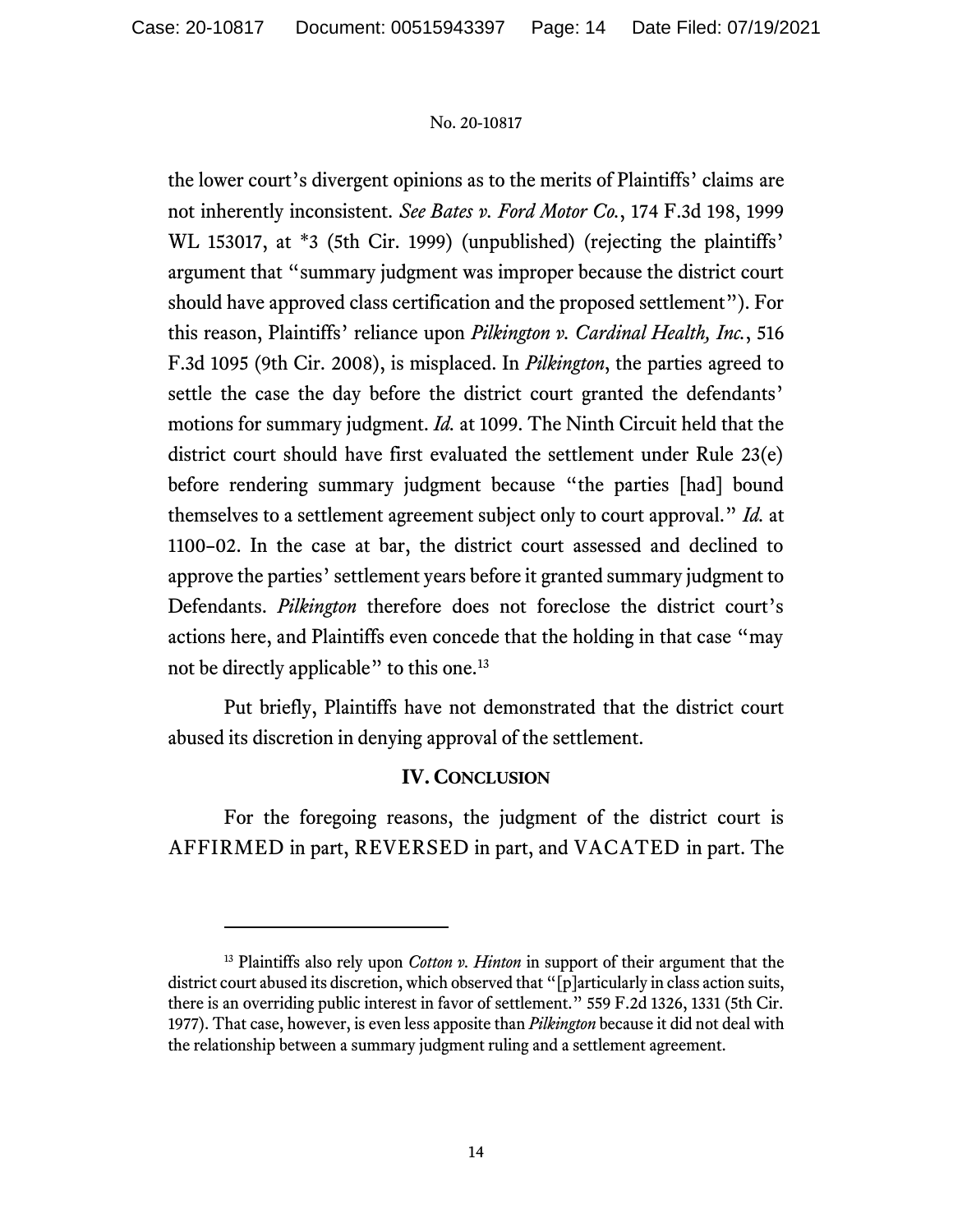the lower court's divergent opinions as to the merits of Plaintiffs' claims are not inherently inconsistent. *See Bates v. Ford Motor Co.*, 174 F.3d 198, 1999 WL 153017, at *3 (5th Cir. 1999) (unpublished) (rejecting the plaintiffs' argument that "summary judgment was improper because the district court should have approved class certification and the proposed settlement"). For this reason, Plaintiffs' reliance upon *Pilkington v. Cardinal Health, Inc.*, 516 F.3d 1095 (9th Cir. 2008), is misplaced. In *Pilkington*, the parties agreed to settle the case the day before the district court granted the defendants' motions for summary judgment. *Id.* at 1099. The Ninth Circuit held that the district court should have first evaluated the settlement under Rule 23(e) before rendering summary judgment because "the parties [had] bound themselves to a settlement agreement subject only to court approval." *Id.* at 1100–02. In the case at bar, the district court assessed and declined to approve the parties' settlement years before it granted summary judgment to Defendants. *Pilkington* therefore does not foreclose the district court's actions here, and Plaintiffs even concede that the holding in that case "may not be directly applicable" to this one.[13]

Put briefly, Plaintiffs have not demonstrated that the district court abused its discretion in denying approval of the settlement.

## IV. Conclusion

For the foregoing reasons, the judgment of the district court is AFFIRMED in part, REVERSED in part, and VACATED in part. The

---

[13] Plaintiffs also rely upon *Cotton v. Hinton* in support of their argument that the district court abused its discretion, which observed that "[p]articularly in class action suits, there is an overriding public interest in favor of settlement." 559 F.2d 1326, 1331 (5th Cir. 1977). That case, however, is even less apposite than *Pilkington* because it did not deal with the relationship between a summary judgment ruling and a settlement agreement.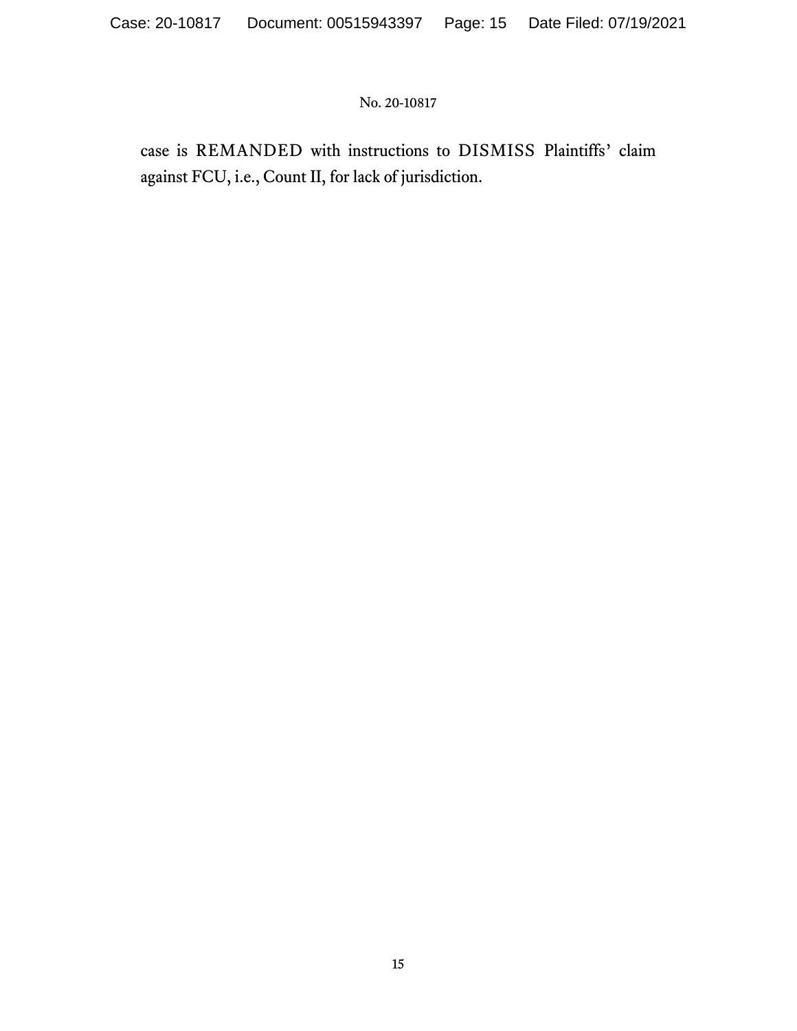case is REMANDED with instructions to DISMISS Plaintiffs' claim against FCU, i.e., Count II, for lack of jurisdiction.